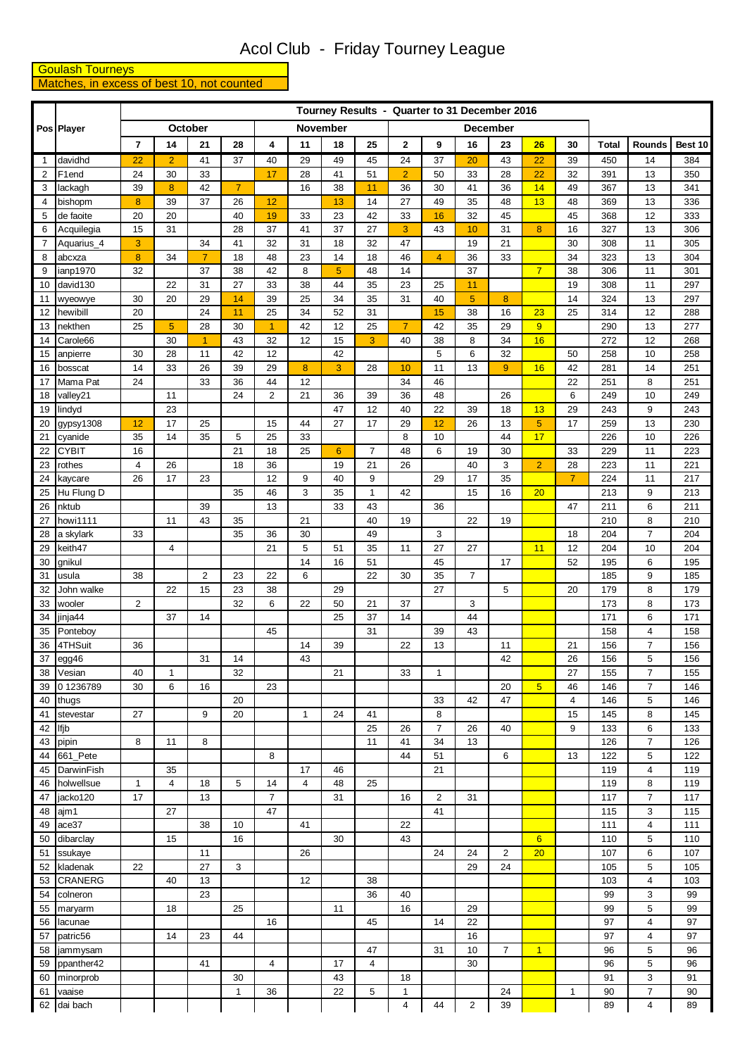# Acol Club - Friday Tourney League

Goulash Tourneys

Matches, in excess of best 10, not counted

| Pos | Player | Tourney Results - Quarter to 31 December 2016 | | | | | | | | | | | | | | | | |
|---|---|---|---|---|---|---|---|---|---|---|---|---|---|---|---|---|---|---|
| | | October | | | | November | | | | December | | | | | | | | |
| | | 7 | 14 | 21 | 28 | 4 | 11 | 18 | 25 | 2 | 9 | 16 | 23 | 26 | 30 | Total | Rounds | Best 10 |
| 1 | davidhd | 22 | 2 | 41 | 37 | 40 | 29 | 49 | 45 | 24 | 37 | 20 | 43 | 22 | 39 | 450 | 14 | 384 |
| 2 | F1end | 24 | 30 | 33 | | 17 | 28 | 41 | 51 | 2 | 50 | 33 | 28 | 22 | 32 | 391 | 13 | 350 |
| 3 | lackagh | 39 | 8 | 42 | 7 | | 16 | 38 | 11 | 36 | 30 | 41 | 36 | 14 | 49 | 367 | 13 | 341 |
| 4 | bishopm | 8 | 39 | 37 | 26 | 12 | | 13 | 14 | 27 | 49 | 35 | 48 | 13 | 48 | 369 | 13 | 336 |
| 5 | de faoite | 20 | 20 | | 40 | 19 | 33 | 23 | 42 | 33 | 16 | 32 | 45 | | 45 | 368 | 12 | 333 |
| 6 | Acquilegia | 15 | 31 | | 28 | 37 | 41 | 37 | 27 | 3 | 43 | 10 | 31 | 8 | 16 | 327 | 13 | 306 |
| 7 | Aquarius_4 | 3 | | 34 | 41 | 32 | 31 | 18 | 32 | 47 | | 19 | 21 | | 30 | 308 | 11 | 305 |
| 8 | abcxza | 8 | 34 | 7 | 18 | 48 | 23 | 14 | 18 | 46 | 4 | 36 | 33 | | 34 | 323 | 13 | 304 |
| 9 | ianp1970 | 32 | | 37 | 38 | 42 | 8 | 5 | 48 | 14 | | 37 | | 7 | 38 | 306 | 11 | 301 |
| 10 | david130 | | 22 | 31 | 27 | 33 | 38 | 44 | 35 | 23 | 25 | 11 | | | 19 | 308 | 11 | 297 |
| 11 | wyeowye | 30 | 20 | 29 | 14 | 39 | 25 | 34 | 35 | 31 | 40 | 5 | 8 | | 14 | 324 | 13 | 297 |
| 12 | hewibill | 20 | | 24 | 11 | 25 | 34 | 52 | 31 | | 15 | 38 | 16 | 23 | 25 | 314 | 12 | 288 |
| 13 | nekthen | 25 | 5 | 28 | 30 | 1 | 42 | 12 | 25 | 7 | 42 | 35 | 29 | 9 | | 290 | 13 | 277 |
| 14 | Carole66 | | 30 | 1 | 43 | 32 | 12 | 15 | 3 | 40 | 38 | 8 | 34 | 16 | | 272 | 12 | 268 |
| 15 | anpierre | 30 | 28 | 11 | 42 | 12 | | 42 | | | 5 | 6 | 32 | | 50 | 258 | 10 | 258 |
| 16 | bosscat | 14 | 33 | 26 | 39 | 29 | 8 | 3 | 28 | 10 | 11 | 13 | 9 | 16 | 42 | 281 | 14 | 251 |
| 17 | Mama Pat | 24 | | 33 | 36 | 44 | 12 | | | 34 | 46 | | | | 22 | 251 | 8 | 251 |
| 18 | valley21 | | 11 | | 24 | 2 | 21 | 36 | 39 | 36 | 48 | | 26 | | 6 | 249 | 10 | 249 |
| 19 | lindyd | | 23 | | | | | 47 | 12 | 40 | 22 | 39 | 18 | 13 | 29 | 243 | 9 | 243 |
| 20 | gypsy1308 | 12 | 17 | 25 | | 15 | 44 | 27 | 17 | 29 | 12 | 26 | 13 | 5 | 17 | 259 | 13 | 230 |
| 21 | cyanide | 35 | 14 | 35 | 5 | 25 | 33 | | | 8 | 10 | | 44 | 17 | | 226 | 10 | 226 |
| 22 | CYBIT | 16 | | | 21 | 18 | 25 | 6 | 7 | 48 | 6 | 19 | 30 | | 33 | 229 | 11 | 223 |
| 23 | rothes | 4 | 26 | | 18 | 36 | | 19 | 21 | 26 | | 40 | 3 | 2 | 28 | 223 | 11 | 221 |
| 24 | kaycare | 26 | 17 | 23 | | 12 | 9 | 40 | 9 | | 29 | 17 | 35 | | 7 | 224 | 11 | 217 |
| 25 | Hu Flung D | | | | 35 | 46 | 3 | 35 | 1 | 42 | | 15 | 16 | 20 | | 213 | 9 | 213 |
| 26 | nktub | | | 39 | | 13 | | 33 | 43 | | 36 | | | | 47 | 211 | 6 | 211 |
| 27 | howi1111 | | 11 | 43 | 35 | | 21 | | 40 | 19 | | 22 | 19 | | | 210 | 8 | 210 |
| 28 | a skylark | 33 | | | 35 | 36 | 30 | | 49 | | 3 | | | | 18 | 204 | 7 | 204 |
| 29 | keith47 | | 4 | | | 21 | 5 | 51 | 35 | 11 | 27 | 27 | | 11 | 12 | 204 | 10 | 204 |
| 30 | gnikul | | | | | | 14 | 16 | 51 | | 45 | | 17 | | 52 | 195 | 6 | 195 |
| 31 | usula | 38 | | 2 | 23 | 22 | 6 | | 22 | 30 | 35 | 7 | | | | 185 | 9 | 185 |
| 32 | John walke | | 22 | 15 | 23 | 38 | | 29 | | | 27 | | 5 | | 20 | 179 | 8 | 179 |
| 33 | wooler | 2 | | | 32 | 6 | 22 | 50 | 21 | 37 | | 3 | | | | 173 | 8 | 173 |
| 34 | jinja44 | | 37 | 14 | | | | 25 | 37 | 14 | | 44 | | | | 171 | 6 | 171 |
| 35 | Ponteboy | | | | | 45 | | | 31 | | 39 | 43 | | | | 158 | 4 | 158 |
| 36 | 4THSuit | 36 | | | | | 14 | 39 | | 22 | 13 | | 11 | | 21 | 156 | 7 | 156 |
| 37 | egg46 | | | 31 | 14 | | 43 | | | | | | 42 | | 26 | 156 | 5 | 156 |
| 38 | Vesian | 40 | 1 | | 32 | | | 21 | | 33 | 1 | | | | 27 | 155 | 7 | 155 |
| 39 | 0 1236789 | 30 | 6 | 16 | | 23 | | | | | | | 20 | 5 | 46 | 146 | 7 | 146 |
| 40 | thugs | | | | 20 | | | | | | 33 | 42 | 47 | | 4 | 146 | 5 | 146 |
| 41 | stevestar | 27 | | 9 | 20 | | 1 | 24 | 41 | | 8 | | | | 15 | 145 | 8 | 145 |
| 42 | lfjb | | | | | | | | 25 | 26 | 7 | 26 | 40 | | 9 | 133 | 6 | 133 |
| 43 | pipin | 8 | 11 | 8 | | | | | 11 | 41 | 34 | 13 | | | | 126 | 7 | 126 |
| 44 | 661_Pete | | | | | 8 | | | | 44 | 51 | | 6 | | 13 | 122 | 5 | 122 |
| 45 | DarwinFish | | 35 | | | | 17 | 46 | | | 21 | | | | | 119 | 4 | 119 |
| 46 | holwellsue | 1 | 4 | 18 | 5 | 14 | 4 | 48 | 25 | | | | | | | 119 | 8 | 119 |
| 47 | jacko120 | 17 | | 13 | | 7 | | 31 | | 16 | 2 | 31 | | | | 117 | 7 | 117 |
| 48 | ajm1 | | 27 | | | 47 | | | | | 41 | | | | | 115 | 3 | 115 |
| 49 | ace37 | | | 38 | 10 | | 41 | | | 22 | | | | | | 111 | 4 | 111 |
| 50 | dibarclay | | 15 | | 16 | | | 30 | | 43 | | | | 6 | | 110 | 5 | 110 |
| 51 | ssukaye | | | 11 | | | 26 | | | | 24 | 24 | 2 | 20 | | 107 | 6 | 107 |
| 52 | kladenak | 22 | | 27 | 3 | | | | | | | 29 | 24 | | | 105 | 5 | 105 |
| 53 | CRANERG | | 40 | 13 | | | 12 | | 38 | | | | | | | 103 | 4 | 103 |
| 54 | colneron | | | 23 | | | | | 36 | 40 | | | | | | 99 | 3 | 99 |
| 55 | maryarm | | 18 | | 25 | | | 11 | | 16 | | 29 | | | | 99 | 5 | 99 |
| 56 | lacunae | | | | | 16 | | | 45 | | 14 | 22 | | | | 97 | 4 | 97 |
| 57 | patric56 | | 14 | 23 | 44 | | | | | | | 16 | | | | 97 | 4 | 97 |
| 58 | jammysam | | | | | | | | 47 | | 31 | 10 | 7 | 1 | | 96 | 5 | 96 |
| 59 | ppanther42 | | | 41 | | 4 | | 17 | 4 | | | 30 | | | | 96 | 5 | 96 |
| 60 | minorprob | | | | 30 | | | 43 | | 18 | | | | | | 91 | 3 | 91 |
| 61 | vaaise | | | | 1 | 36 | | 22 | 5 | 1 | | | 24 | | 1 | 90 | 7 | 90 |
| 62 | dai bach | | | | | | | | | 4 | 44 | 2 | 39 | | | 89 | 4 | 89 |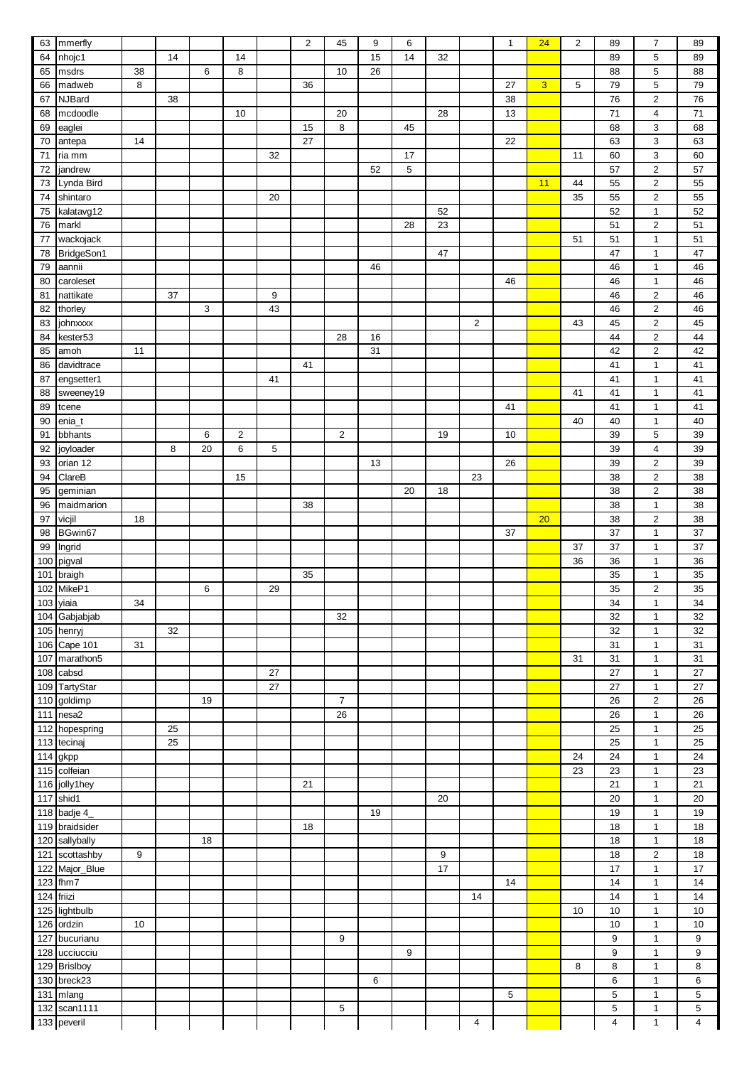| | | | | | | | | | | | | | | | | | | |
|---|---|---|---|---|---|---|---|---|---|---|---|---|---|---|---|---|---|---|
| 63 | mmerfly | | | | | | 2 | 45 | 9 | 6 | | | 1 | 24 | 2 | 89 | 7 | 89 |
| 64 | nhojc1 | | 14 | | 14 | | | | 15 | 14 | 32 | | | | | 89 | 5 | 89 |
| 65 | msdrs | 38 | | 6 | 8 | | | 10 | 26 | | | | | | | 88 | 5 | 88 |
| 66 | madweb | 8 | | | | | 36 | | | | | | 27 | 3 | 5 | 79 | 5 | 79 |
| 67 | NJBard | | 38 | | | | | | | | | | 38 | | | 76 | 2 | 76 |
| 68 | mcdoodle | | | | 10 | | | 20 | | | 28 | | 13 | | | 71 | 4 | 71 |
| 69 | eaglei | | | | | | 15 | 8 | | 45 | | | | | | 68 | 3 | 68 |
| 70 | antepa | 14 | | | | | 27 | | | | | | 22 | | | 63 | 3 | 63 |
| 71 | ria mm | | | | | 32 | | | | 17 | | | | | 11 | 60 | 3 | 60 |
| 72 | jandrew | | | | | | | | 52 | 5 | | | | | | 57 | 2 | 57 |
| 73 | Lynda Bird | | | | | | | | | | | | | 11 | 44 | 55 | 2 | 55 |
| 74 | shintaro | | | | | 20 | | | | | | | | | 35 | 55 | 2 | 55 |
| 75 | kalatavg12 | | | | | | | | | | 52 | | | | | 52 | 1 | 52 |
| 76 | markl | | | | | | | | | 28 | 23 | | | | | 51 | 2 | 51 |
| 77 | wackojack | | | | | | | | | | | | | | 51 | 51 | 1 | 51 |
| 78 | BridgeSon1 | | | | | | | | | | 47 | | | | | 47 | 1 | 47 |
| 79 | aannii | | | | | | | | 46 | | | | | | | 46 | 1 | 46 |
| 80 | caroleset | | | | | | | | | | | | 46 | | | 46 | 1 | 46 |
| 81 | nattikate | | 37 | | | 9 | | | | | | | | | | 46 | 2 | 46 |
| 82 | thorley | | | 3 | | 43 | | | | | | | | | | 46 | 2 | 46 |
| 83 | johnxxxx | | | | | | | | | | | 2 | | | 43 | 45 | 2 | 45 |
| 84 | kester53 | | | | | | | 28 | 16 | | | | | | | 44 | 2 | 44 |
| 85 | amoh | 11 | | | | | | | 31 | | | | | | | 42 | 2 | 42 |
| 86 | davidtrace | | | | | | 41 | | | | | | | | | 41 | 1 | 41 |
| 87 | engsetter1 | | | | | 41 | | | | | | | | | | 41 | 1 | 41 |
| 88 | sweeney19 | | | | | | | | | | | | | | 41 | 41 | 1 | 41 |
| 89 | tcene | | | | | | | | | | | | 41 | | | 41 | 1 | 41 |
| 90 | enia_t | | | | | | | | | | | | | | 40 | 40 | 1 | 40 |
| 91 | bbhants | | | 6 | 2 | | | 2 | | | 19 | | 10 | | | 39 | 5 | 39 |
| 92 | joyloader | | 8 | 20 | 6 | 5 | | | | | | | | | | 39 | 4 | 39 |
| 93 | orian 12 | | | | | | | | 13 | | | | 26 | | | 39 | 2 | 39 |
| 94 | ClareB | | | | 15 | | | | | | | 23 | | | | 38 | 2 | 38 |
| 95 | geminian | | | | | | | | | 20 | 18 | | | | | 38 | 2 | 38 |
| 96 | maidmarion | | | | | | 38 | | | | | | | | | 38 | 1 | 38 |
| 97 | vicjil | 18 | | | | | | | | | | | | 20 | | 38 | 2 | 38 |
| 98 | BGwin67 | | | | | | | | | | | | 37 | | | 37 | 1 | 37 |
| 99 | Ingrid | | | | | | | | | | | | | | 37 | 37 | 1 | 37 |
| 100 | pigval | | | | | | | | | | | | | | 36 | 36 | 1 | 36 |
| 101 | braigh | | | | | | 35 | | | | | | | | | 35 | 1 | 35 |
| 102 | MikeP1 | | | 6 | | 29 | | | | | | | | | | 35 | 2 | 35 |
| 103 | yiaia | 34 | | | | | | | | | | | | | | 34 | 1 | 34 |
| 104 | Gabjabjab | | | | | | | 32 | | | | | | | | 32 | 1 | 32 |
| 105 | henryj | | 32 | | | | | | | | | | | | | 32 | 1 | 32 |
| 106 | Cape 101 | 31 | | | | | | | | | | | | | | 31 | 1 | 31 |
| 107 | marathon5 | | | | | | | | | | | | | | 31 | 31 | 1 | 31 |
| 108 | cabsd | | | | | 27 | | | | | | | | | | 27 | 1 | 27 |
| 109 | TartyStar | | | | | 27 | | | | | | | | | | 27 | 1 | 27 |
| 110 | goldimp | | | 19 | | | | 7 | | | | | | | | 26 | 2 | 26 |
| 111 | nesa2 | | | | | | | 26 | | | | | | | | 26 | 1 | 26 |
| 112 | hopespring | | 25 | | | | | | | | | | | | | 25 | 1 | 25 |
| 113 | tecinaj | | 25 | | | | | | | | | | | | | 25 | 1 | 25 |
| 114 | gkpp | | | | | | | | | | | | | | 24 | 24 | 1 | 24 |
| 115 | colfeian | | | | | | | | | | | | | | 23 | 23 | 1 | 23 |
| 116 | jolly1hey | | | | | | 21 | | | | | | | | | 21 | 1 | 21 |
| 117 | shid1 | | | | | | | | | | 20 | | | | | 20 | 1 | 20 |
| 118 | badje 4_ | | | | | | | | 19 | | | | | | | 19 | 1 | 19 |
| 119 | braidsider | | | | | | 18 | | | | | | | | | 18 | 1 | 18 |
| 120 | sallybally | | | 18 | | | | | | | | | | | | 18 | 1 | 18 |
| 121 | scottashby | 9 | | | | | | | | | 9 | | | | | 18 | 2 | 18 |
| 122 | Major_Blue | | | | | | | | | | 17 | | | | | 17 | 1 | 17 |
| 123 | fhm7 | | | | | | | | | | | | 14 | | | 14 | 1 | 14 |
| 124 | friizi | | | | | | | | | | | 14 | | | | 14 | 1 | 14 |
| 125 | lightbulb | | | | | | | | | | | | | | 10 | 10 | 1 | 10 |
| 126 | ordzin | 10 | | | | | | | | | | | | | | 10 | 1 | 10 |
| 127 | bucurianu | | | | | | | 9 | | | | | | | | 9 | 1 | 9 |
| 128 | ucciucciu | | | | | | | | | 9 | | | | | | 9 | 1 | 9 |
| 129 | Brislboy | | | | | | | | | | | | | | 8 | 8 | 1 | 8 |
| 130 | breck23 | | | | | | | | 6 | | | | | | | 6 | 1 | 6 |
| 131 | mlang | | | | | | | | | | | | 5 | | | 5 | 1 | 5 |
| 132 | scan1111 | | | | | | | 5 | | | | | | | | 5 | 1 | 5 |
| 133 | peveril | | | | | | | | | | | 4 | | | | 4 | 1 | 4 |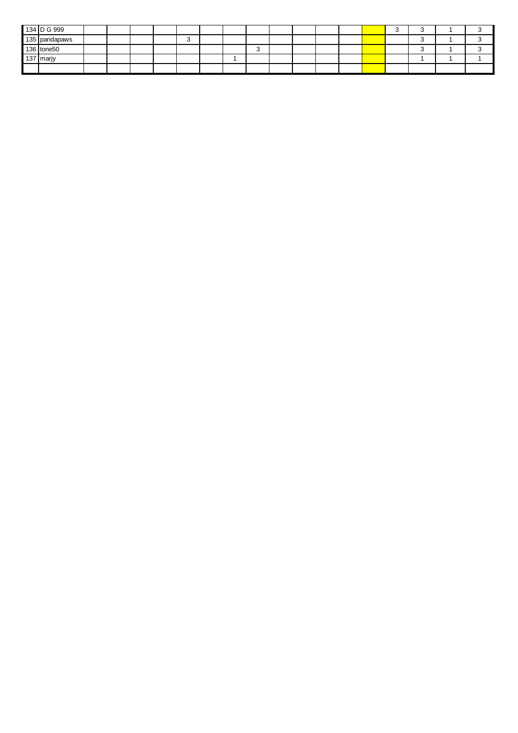| | | | | | | | | | | | | | | | | | | |
|---|---|---|---|---|---|---|---|---|---|---|---|---|---|---|---|---|---|---|
| 134 | D G 999 | | | | | | | | | | | | | | 3 | 3 | 1 | 3 |
| 135 | pandapaws | | | | | 3 | | | | | | | | | | 3 | 1 | 3 |
| 136 | tone50 | | | | | | | | 3 | | | | | | | 3 | 1 | 3 |
| 137 | marjy | | | | | | | 1 | | | | | | | | 1 | 1 | 1 |
| | | | | | | | | | | | | | | | | | | |